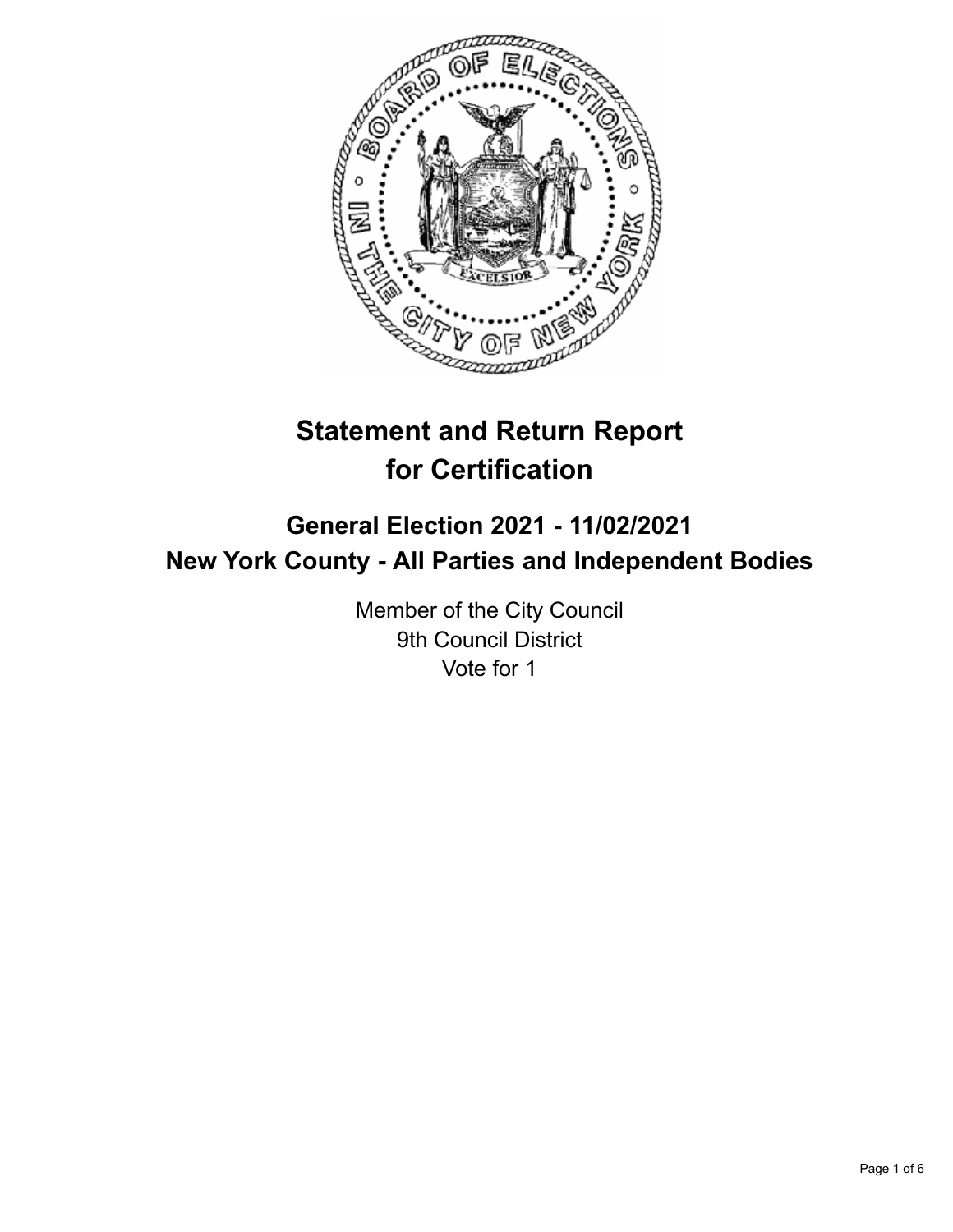# Statement and Return Report for Certification

## General Election 2021 - 11/02/2021
## New York County - All Parties and Independent Bodies

Member of the City Council
9th Council District
Vote for 1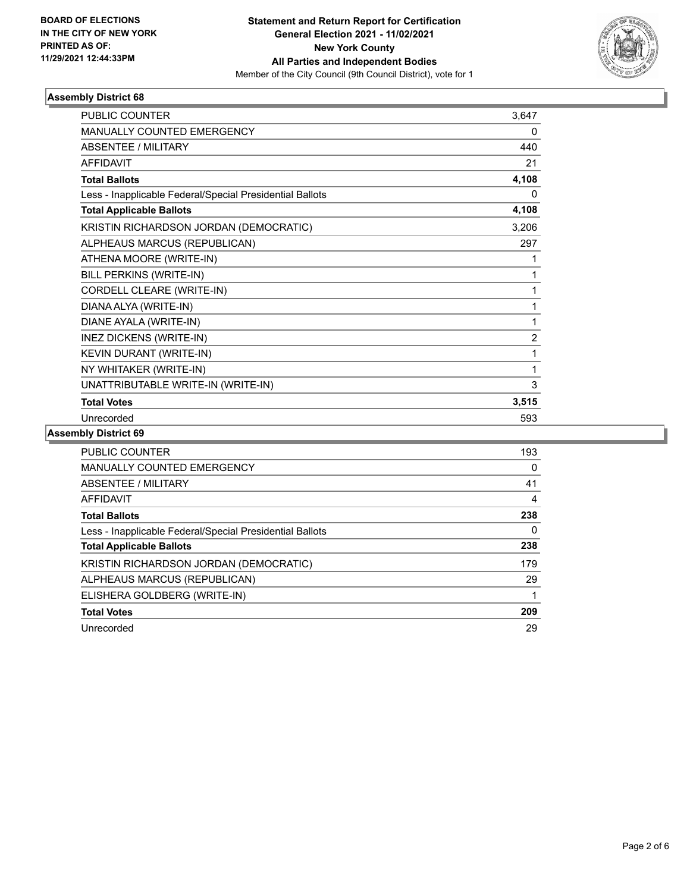**BOARD OF ELECTIONS IN THE CITY OF NEW YORK PRINTED AS OF: 11/29/2021 12:44:33PM**

**Statement and Return Report for Certification General Election 2021 - 11/02/2021 New York County All Parties and Independent Bodies**

Member of the City Council (9th Council District), vote for 1

## Assembly District 68

| | |
|---|---|
| PUBLIC COUNTER | 3,647 |
| MANUALLY COUNTED EMERGENCY | 0 |
| ABSENTEE / MILITARY | 440 |
| AFFIDAVIT | 21 |
| **Total Ballots** | **4,108** |
| Less - Inapplicable Federal/Special Presidential Ballots | 0 |
| **Total Applicable Ballots** | **4,108** |
| KRISTIN RICHARDSON JORDAN (DEMOCRATIC) | 3,206 |
| ALPHEAUS MARCUS (REPUBLICAN) | 297 |
| ATHENA MOORE (WRITE-IN) | 1 |
| BILL PERKINS (WRITE-IN) | 1 |
| CORDELL CLEARE (WRITE-IN) | 1 |
| DIANA ALYA (WRITE-IN) | 1 |
| DIANE AYALA (WRITE-IN) | 1 |
| INEZ DICKENS (WRITE-IN) | 2 |
| KEVIN DURANT (WRITE-IN) | 1 |
| NY WHITAKER (WRITE-IN) | 1 |
| UNATTRIBUTABLE WRITE-IN (WRITE-IN) | 3 |
| **Total Votes** | **3,515** |
| Unrecorded | 593 |

## Assembly District 69

| | |
|---|---|
| PUBLIC COUNTER | 193 |
| MANUALLY COUNTED EMERGENCY | 0 |
| ABSENTEE / MILITARY | 41 |
| AFFIDAVIT | 4 |
| **Total Ballots** | **238** |
| Less - Inapplicable Federal/Special Presidential Ballots | 0 |
| **Total Applicable Ballots** | **238** |
| KRISTIN RICHARDSON JORDAN (DEMOCRATIC) | 179 |
| ALPHEAUS MARCUS (REPUBLICAN) | 29 |
| ELISHERA GOLDBERG (WRITE-IN) | 1 |
| **Total Votes** | **209** |
| Unrecorded | 29 |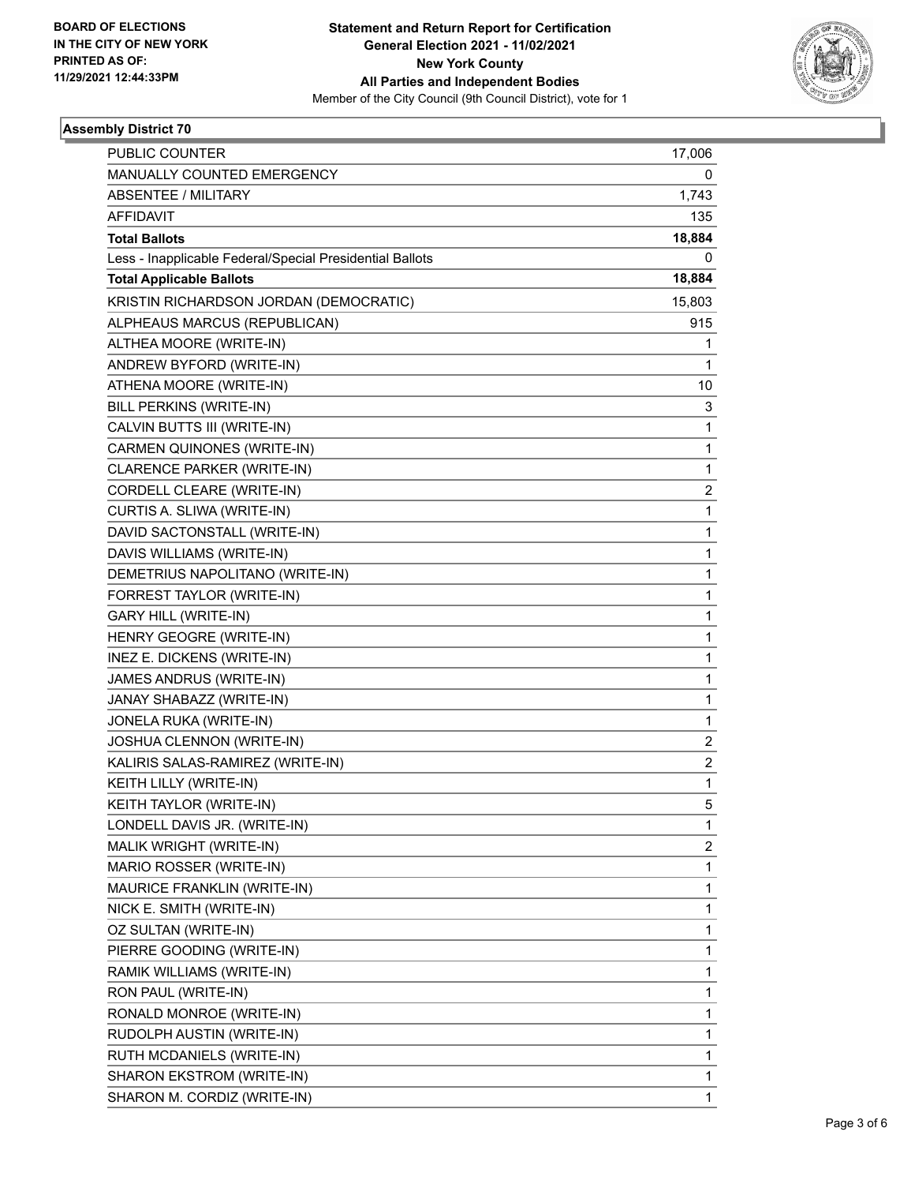**BOARD OF ELECTIONS**
**IN THE CITY OF NEW YORK**
**PRINTED AS OF:**
**11/29/2021 12:44:33PM**

**Statement and Return Report for Certification**
**General Election 2021 - 11/02/2021**
**New York County**
**All Parties and Independent Bodies**
Member of the City Council (9th Council District), vote for 1

### Assembly District 70

| | |
|---|---|
| PUBLIC COUNTER | 17,006 |
| MANUALLY COUNTED EMERGENCY | 0 |
| ABSENTEE / MILITARY | 1,743 |
| AFFIDAVIT | 135 |
| **Total Ballots** | **18,884** |
| Less - Inapplicable Federal/Special Presidential Ballots | 0 |
| **Total Applicable Ballots** | **18,884** |
| KRISTIN RICHARDSON JORDAN (DEMOCRATIC) | 15,803 |
| ALPHEAUS MARCUS (REPUBLICAN) | 915 |
| ALTHEA MOORE (WRITE-IN) | 1 |
| ANDREW BYFORD (WRITE-IN) | 1 |
| ATHENA MOORE (WRITE-IN) | 10 |
| BILL PERKINS (WRITE-IN) | 3 |
| CALVIN BUTTS III (WRITE-IN) | 1 |
| CARMEN QUINONES (WRITE-IN) | 1 |
| CLARENCE PARKER (WRITE-IN) | 1 |
| CORDELL CLEARE (WRITE-IN) | 2 |
| CURTIS A. SLIWA (WRITE-IN) | 1 |
| DAVID SACTONSTALL (WRITE-IN) | 1 |
| DAVIS WILLIAMS (WRITE-IN) | 1 |
| DEMETRIUS NAPOLITANO (WRITE-IN) | 1 |
| FORREST TAYLOR (WRITE-IN) | 1 |
| GARY HILL (WRITE-IN) | 1 |
| HENRY GEOGRE (WRITE-IN) | 1 |
| INEZ E. DICKENS (WRITE-IN) | 1 |
| JAMES ANDRUS (WRITE-IN) | 1 |
| JANAY SHABAZZ (WRITE-IN) | 1 |
| JONELA RUKA (WRITE-IN) | 1 |
| JOSHUA CLENNON (WRITE-IN) | 2 |
| KALIRIS SALAS-RAMIREZ (WRITE-IN) | 2 |
| KEITH LILLY (WRITE-IN) | 1 |
| KEITH TAYLOR (WRITE-IN) | 5 |
| LONDELL DAVIS JR. (WRITE-IN) | 1 |
| MALIK WRIGHT (WRITE-IN) | 2 |
| MARIO ROSSER (WRITE-IN) | 1 |
| MAURICE FRANKLIN (WRITE-IN) | 1 |
| NICK E. SMITH (WRITE-IN) | 1 |
| OZ SULTAN (WRITE-IN) | 1 |
| PIERRE GOODING (WRITE-IN) | 1 |
| RAMIK WILLIAMS (WRITE-IN) | 1 |
| RON PAUL (WRITE-IN) | 1 |
| RONALD MONROE (WRITE-IN) | 1 |
| RUDOLPH AUSTIN (WRITE-IN) | 1 |
| RUTH MCDANIELS (WRITE-IN) | 1 |
| SHARON EKSTROM (WRITE-IN) | 1 |
| SHARON M. CORDIZ (WRITE-IN) | 1 |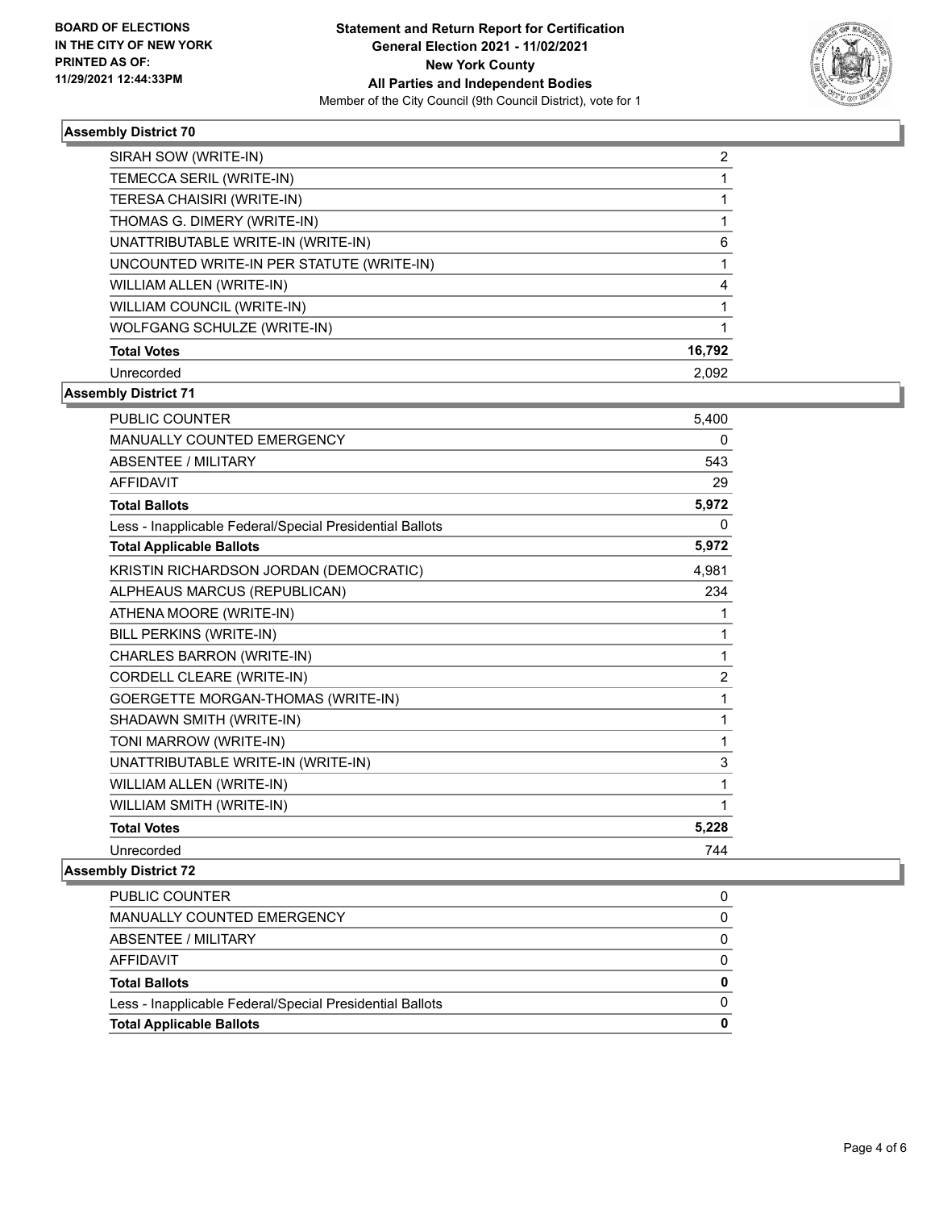BOARD OF ELECTIONS
IN THE CITY OF NEW YORK
PRINTED AS OF:
11/29/2021 12:44:33PM

**Statement and Return Report for Certification**
**General Election 2021 - 11/02/2021**
**New York County**
**All Parties and Independent Bodies**
Member of the City Council (9th Council District), vote for 1

### Assembly District 70

| | |
|---|---|
| SIRAH SOW (WRITE-IN) | 2 |
| TEMECCA SERIL (WRITE-IN) | 1 |
| TERESA CHAISIRI (WRITE-IN) | 1 |
| THOMAS G. DIMERY (WRITE-IN) | 1 |
| UNATTRIBUTABLE WRITE-IN (WRITE-IN) | 6 |
| UNCOUNTED WRITE-IN PER STATUTE (WRITE-IN) | 1 |
| WILLIAM ALLEN (WRITE-IN) | 4 |
| WILLIAM COUNCIL (WRITE-IN) | 1 |
| WOLFGANG SCHULZE (WRITE-IN) | 1 |
| **Total Votes** | **16,792** |
| Unrecorded | 2,092 |

### Assembly District 71

| | |
|---|---|
| PUBLIC COUNTER | 5,400 |
| MANUALLY COUNTED EMERGENCY | 0 |
| ABSENTEE / MILITARY | 543 |
| AFFIDAVIT | 29 |
| **Total Ballots** | **5,972** |
| Less - Inapplicable Federal/Special Presidential Ballots | 0 |
| **Total Applicable Ballots** | **5,972** |
| KRISTIN RICHARDSON JORDAN (DEMOCRATIC) | 4,981 |
| ALPHEAUS MARCUS (REPUBLICAN) | 234 |
| ATHENA MOORE (WRITE-IN) | 1 |
| BILL PERKINS (WRITE-IN) | 1 |
| CHARLES BARRON (WRITE-IN) | 1 |
| CORDELL CLEARE (WRITE-IN) | 2 |
| GOERGETTE MORGAN-THOMAS (WRITE-IN) | 1 |
| SHADAWN SMITH (WRITE-IN) | 1 |
| TONI MARROW (WRITE-IN) | 1 |
| UNATTRIBUTABLE WRITE-IN (WRITE-IN) | 3 |
| WILLIAM ALLEN (WRITE-IN) | 1 |
| WILLIAM SMITH (WRITE-IN) | 1 |
| **Total Votes** | **5,228** |
| Unrecorded | 744 |

### Assembly District 72

| | |
|---|---|
| PUBLIC COUNTER | 0 |
| MANUALLY COUNTED EMERGENCY | 0 |
| ABSENTEE / MILITARY | 0 |
| AFFIDAVIT | 0 |
| **Total Ballots** | **0** |
| Less - Inapplicable Federal/Special Presidential Ballots | 0 |
| **Total Applicable Ballots** | **0** |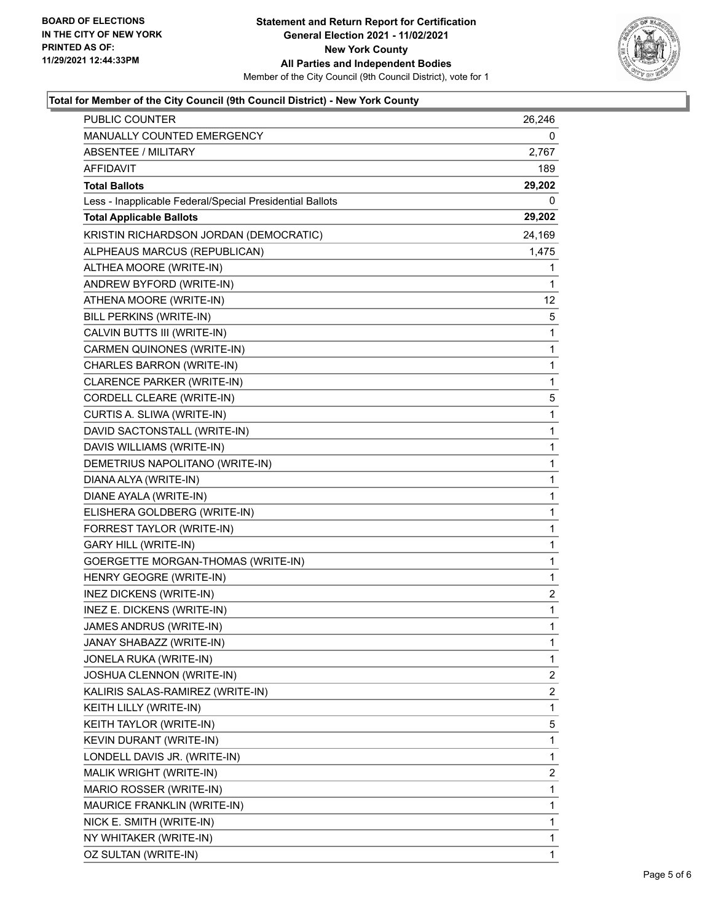BOARD OF ELECTIONS
IN THE CITY OF NEW YORK
PRINTED AS OF:
11/29/2021 12:44:33PM

**Statement and Return Report for Certification**
**General Election 2021 - 11/02/2021**
**New York County**
**All Parties and Independent Bodies**
Member of the City Council (9th Council District), vote for 1

### Total for Member of the City Council (9th Council District) - New York County

| | |
|---|---|
| PUBLIC COUNTER | 26,246 |
| MANUALLY COUNTED EMERGENCY | 0 |
| ABSENTEE / MILITARY | 2,767 |
| AFFIDAVIT | 189 |
| **Total Ballots** | **29,202** |
| Less - Inapplicable Federal/Special Presidential Ballots | 0 |
| **Total Applicable Ballots** | **29,202** |
| KRISTIN RICHARDSON JORDAN (DEMOCRATIC) | 24,169 |
| ALPHEAUS MARCUS (REPUBLICAN) | 1,475 |
| ALTHEA MOORE (WRITE-IN) | 1 |
| ANDREW BYFORD (WRITE-IN) | 1 |
| ATHENA MOORE (WRITE-IN) | 12 |
| BILL PERKINS (WRITE-IN) | 5 |
| CALVIN BUTTS III (WRITE-IN) | 1 |
| CARMEN QUINONES (WRITE-IN) | 1 |
| CHARLES BARRON (WRITE-IN) | 1 |
| CLARENCE PARKER (WRITE-IN) | 1 |
| CORDELL CLEARE (WRITE-IN) | 5 |
| CURTIS A. SLIWA (WRITE-IN) | 1 |
| DAVID SACTONSTALL (WRITE-IN) | 1 |
| DAVIS WILLIAMS (WRITE-IN) | 1 |
| DEMETRIUS NAPOLITANO (WRITE-IN) | 1 |
| DIANA ALYA (WRITE-IN) | 1 |
| DIANE AYALA (WRITE-IN) | 1 |
| ELISHERA GOLDBERG (WRITE-IN) | 1 |
| FORREST TAYLOR (WRITE-IN) | 1 |
| GARY HILL (WRITE-IN) | 1 |
| GOERGETTE MORGAN-THOMAS (WRITE-IN) | 1 |
| HENRY GEOGRE (WRITE-IN) | 1 |
| INEZ DICKENS (WRITE-IN) | 2 |
| INEZ E. DICKENS (WRITE-IN) | 1 |
| JAMES ANDRUS (WRITE-IN) | 1 |
| JANAY SHABAZZ (WRITE-IN) | 1 |
| JONELA RUKA (WRITE-IN) | 1 |
| JOSHUA CLENNON (WRITE-IN) | 2 |
| KALIRIS SALAS-RAMIREZ (WRITE-IN) | 2 |
| KEITH LILLY (WRITE-IN) | 1 |
| KEITH TAYLOR (WRITE-IN) | 5 |
| KEVIN DURANT (WRITE-IN) | 1 |
| LONDELL DAVIS JR. (WRITE-IN) | 1 |
| MALIK WRIGHT (WRITE-IN) | 2 |
| MARIO ROSSER (WRITE-IN) | 1 |
| MAURICE FRANKLIN (WRITE-IN) | 1 |
| NICK E. SMITH (WRITE-IN) | 1 |
| NY WHITAKER (WRITE-IN) | 1 |
| OZ SULTAN (WRITE-IN) | 1 |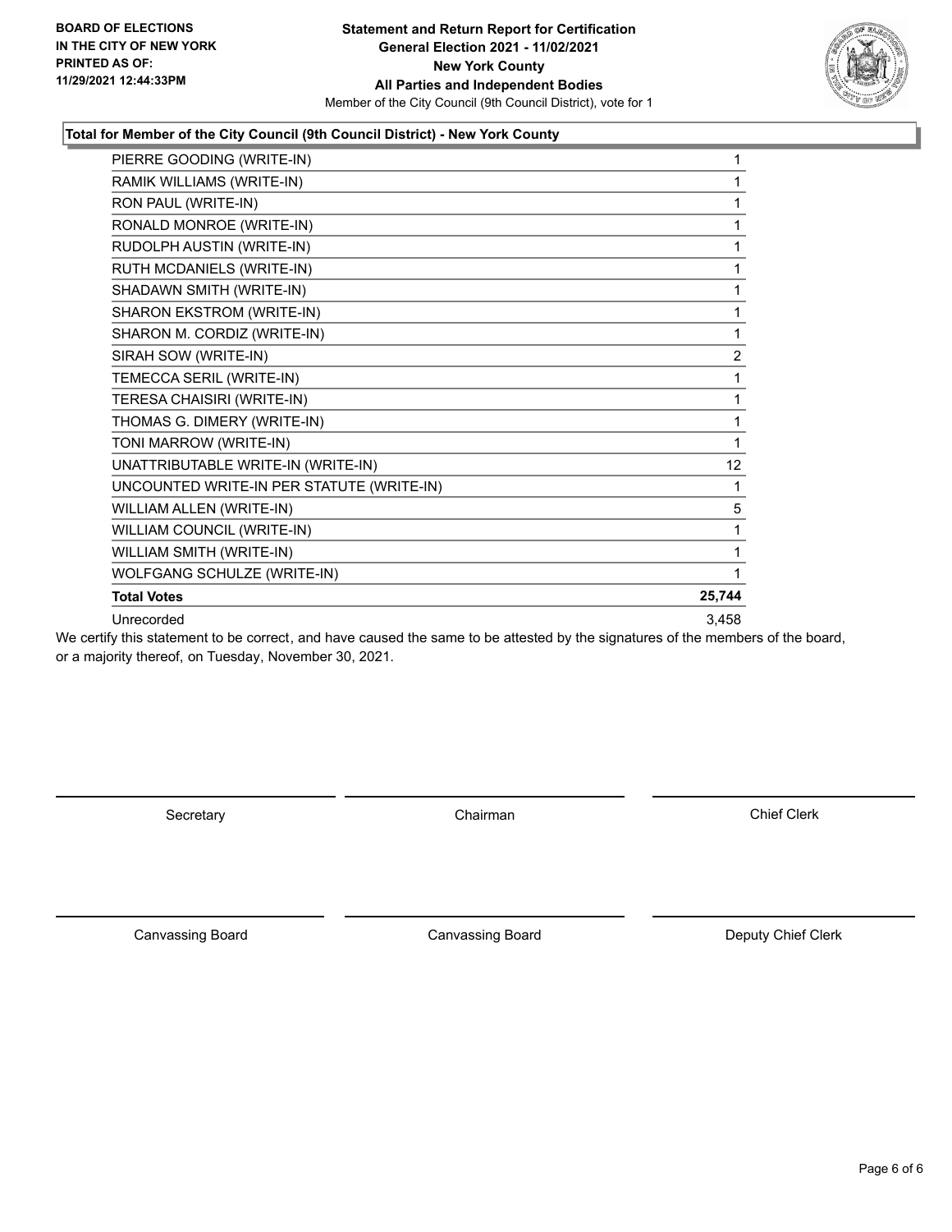**BOARD OF ELECTIONS IN THE CITY OF NEW YORK PRINTED AS OF: 11/29/2021 12:44:33PM**

**Statement and Return Report for Certification General Election 2021 - 11/02/2021 New York County All Parties and Independent Bodies**

Member of the City Council (9th Council District), vote for 1

**Total for Member of the City Council (9th Council District) - New York County**

| | |
|---|---|
| PIERRE GOODING (WRITE-IN) | 1 |
| RAMIK WILLIAMS (WRITE-IN) | 1 |
| RON PAUL (WRITE-IN) | 1 |
| RONALD MONROE (WRITE-IN) | 1 |
| RUDOLPH AUSTIN (WRITE-IN) | 1 |
| RUTH MCDANIELS (WRITE-IN) | 1 |
| SHADAWN SMITH (WRITE-IN) | 1 |
| SHARON EKSTROM (WRITE-IN) | 1 |
| SHARON M. CORDIZ (WRITE-IN) | 1 |
| SIRAH SOW (WRITE-IN) | 2 |
| TEMECCA SERIL (WRITE-IN) | 1 |
| TERESA CHAISIRI (WRITE-IN) | 1 |
| THOMAS G. DIMERY (WRITE-IN) | 1 |
| TONI MARROW (WRITE-IN) | 1 |
| UNATTRIBUTABLE WRITE-IN (WRITE-IN) | 12 |
| UNCOUNTED WRITE-IN PER STATUTE (WRITE-IN) | 1 |
| WILLIAM ALLEN (WRITE-IN) | 5 |
| WILLIAM COUNCIL (WRITE-IN) | 1 |
| WILLIAM SMITH (WRITE-IN) | 1 |
| WOLFGANG SCHULZE (WRITE-IN) | 1 |
| **Total Votes** | **25,744** |
| Unrecorded | 3,458 |

We certify this statement to be correct, and have caused the same to be attested by the signatures of the members of the board, or a majority thereof, on Tuesday, November 30, 2021.

Secretary

Chairman

Chief Clerk

Canvassing Board

Canvassing Board

Deputy Chief Clerk